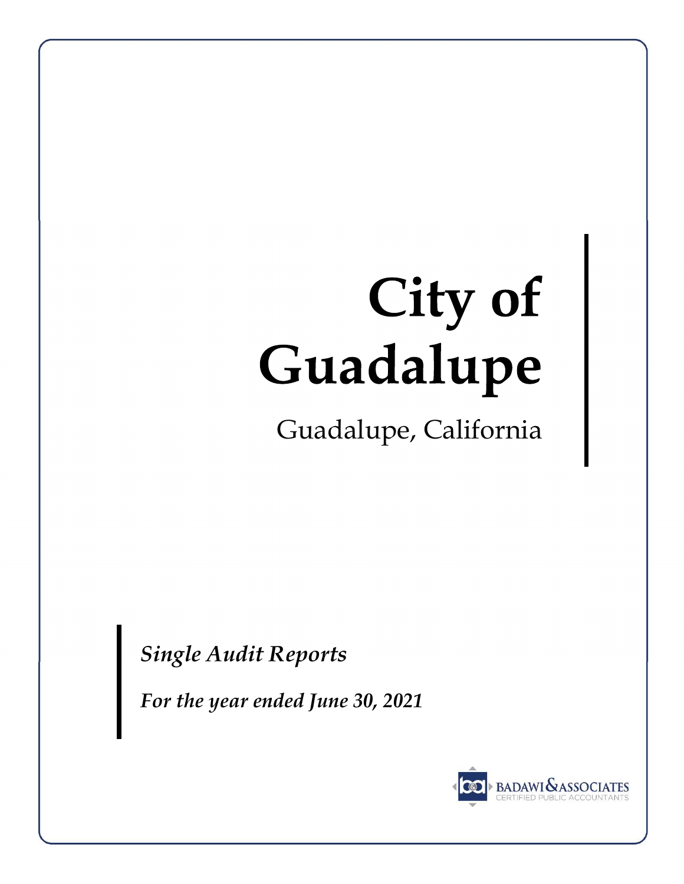# City of Guadalupe

Guadalupe, California

***Single Audit Reports***

***For the year ended June 30, 2021***

BADAWI & ASSOCIATES
CERTIFIED PUBLIC ACCOUNTANTS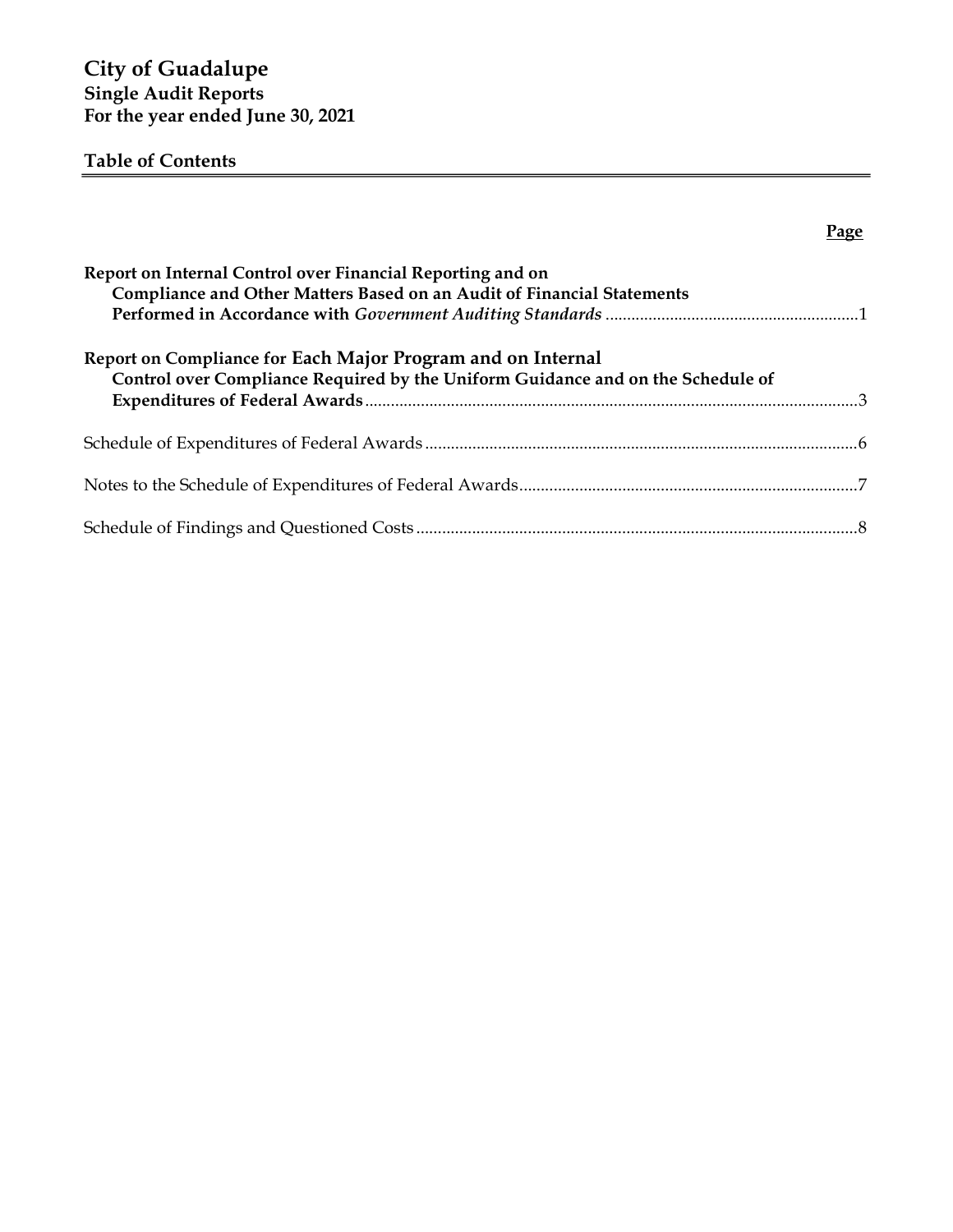# City of Guadalupe

## Single Audit Reports

## For the year ended June 30, 2021

### Table of Contents

| | Page |
|---|---|
| **Report on Internal Control over Financial Reporting and on Compliance and Other Matters Based on an Audit of Financial Statements Performed in Accordance with *Government Auditing Standards*** | 1 |
| **Report on Compliance for Each Major Program and on Internal Control over Compliance Required by the Uniform Guidance and on the Schedule of Expenditures of Federal Awards** | 3 |
| Schedule of Expenditures of Federal Awards | 6 |
| Notes to the Schedule of Expenditures of Federal Awards | 7 |
| Schedule of Findings and Questioned Costs | 8 |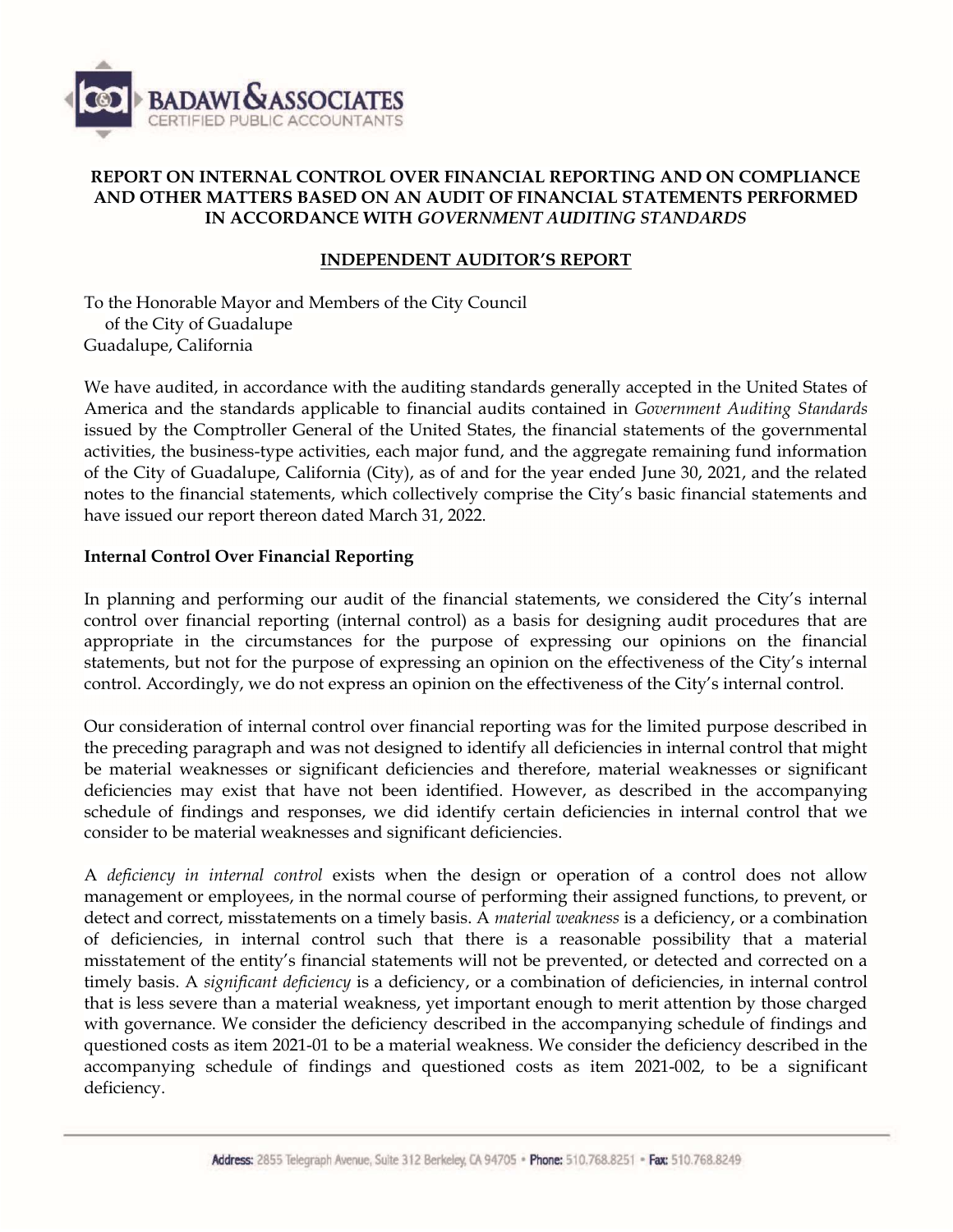**BADAWI & ASSOCIATES**
CERTIFIED PUBLIC ACCOUNTANTS

## REPORT ON INTERNAL CONTROL OVER FINANCIAL REPORTING AND ON COMPLIANCE AND OTHER MATTERS BASED ON AN AUDIT OF FINANCIAL STATEMENTS PERFORMED IN ACCORDANCE WITH *GOVERNMENT AUDITING STANDARDS*

## INDEPENDENT AUDITOR'S REPORT

To the Honorable Mayor and Members of the City Council
of the City of Guadalupe
Guadalupe, California

We have audited, in accordance with the auditing standards generally accepted in the United States of America and the standards applicable to financial audits contained in *Government Auditing Standards* issued by the Comptroller General of the United States, the financial statements of the governmental activities, the business-type activities, each major fund, and the aggregate remaining fund information of the City of Guadalupe, California (City), as of and for the year ended June 30, 2021, and the related notes to the financial statements, which collectively comprise the City's basic financial statements and have issued our report thereon dated March 31, 2022.

**Internal Control Over Financial Reporting**

In planning and performing our audit of the financial statements, we considered the City's internal control over financial reporting (internal control) as a basis for designing audit procedures that are appropriate in the circumstances for the purpose of expressing our opinions on the financial statements, but not for the purpose of expressing an opinion on the effectiveness of the City's internal control. Accordingly, we do not express an opinion on the effectiveness of the City's internal control.

Our consideration of internal control over financial reporting was for the limited purpose described in the preceding paragraph and was not designed to identify all deficiencies in internal control that might be material weaknesses or significant deficiencies and therefore, material weaknesses or significant deficiencies may exist that have not been identified. However, as described in the accompanying schedule of findings and responses, we did identify certain deficiencies in internal control that we consider to be material weaknesses and significant deficiencies.

A *deficiency in internal control* exists when the design or operation of a control does not allow management or employees, in the normal course of performing their assigned functions, to prevent, or detect and correct, misstatements on a timely basis. A *material weakness* is a deficiency, or a combination of deficiencies, in internal control such that there is a reasonable possibility that a material misstatement of the entity's financial statements will not be prevented, or detected and corrected on a timely basis. A *significant deficiency* is a deficiency, or a combination of deficiencies, in internal control that is less severe than a material weakness, yet important enough to merit attention by those charged with governance. We consider the deficiency described in the accompanying schedule of findings and questioned costs as item 2021-01 to be a material weakness. We consider the deficiency described in the accompanying schedule of findings and questioned costs as item 2021-002, to be a significant deficiency.

Address: 2855 Telegraph Avenue, Suite 312 Berkeley, CA 94705 • Phone: 510.768.8251 • Fax: 510.768.8249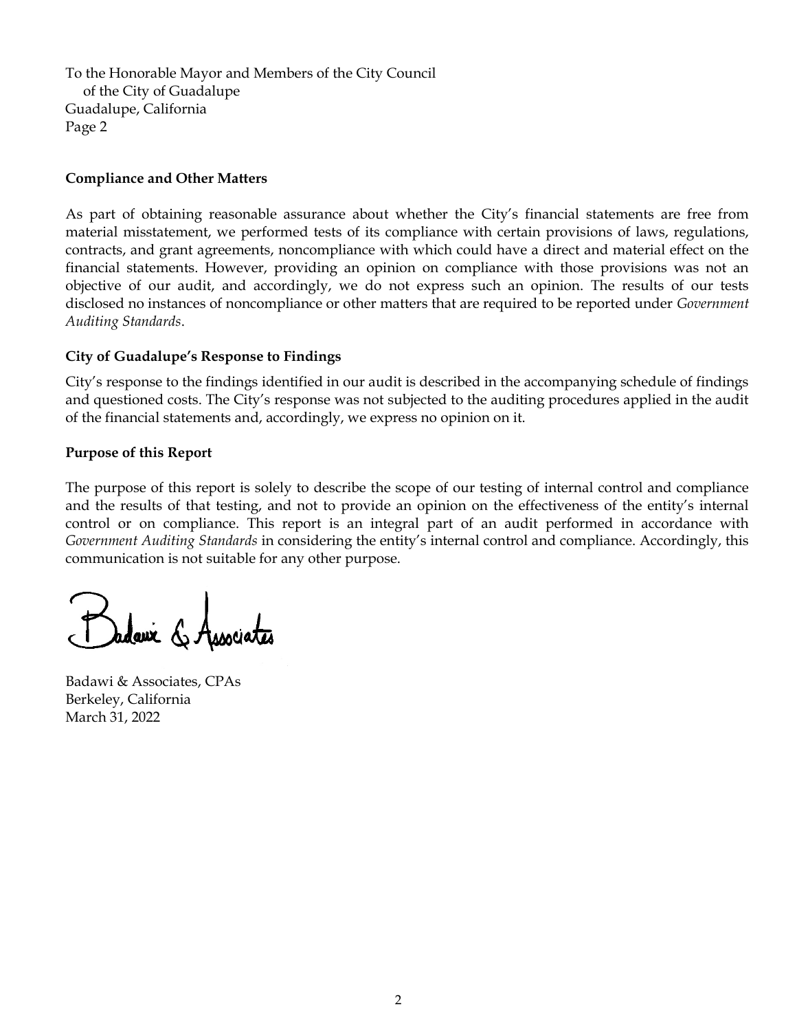To the Honorable Mayor and Members of the City Council
of the City of Guadalupe
Guadalupe, California
Page 2

**Compliance and Other Matters**

As part of obtaining reasonable assurance about whether the City's financial statements are free from material misstatement, we performed tests of its compliance with certain provisions of laws, regulations, contracts, and grant agreements, noncompliance with which could have a direct and material effect on the financial statements. However, providing an opinion on compliance with those provisions was not an objective of our audit, and accordingly, we do not express such an opinion. The results of our tests disclosed no instances of noncompliance or other matters that are required to be reported under *Government Auditing Standards*.

**City of Guadalupe's Response to Findings**

City's response to the findings identified in our audit is described in the accompanying schedule of findings and questioned costs. The City's response was not subjected to the auditing procedures applied in the audit of the financial statements and, accordingly, we express no opinion on it.

**Purpose of this Report**

The purpose of this report is solely to describe the scope of our testing of internal control and compliance and the results of that testing, and not to provide an opinion on the effectiveness of the entity's internal control or on compliance. This report is an integral part of an audit performed in accordance with *Government Auditing Standards* in considering the entity's internal control and compliance. Accordingly, this communication is not suitable for any other purpose.

Badawi & Associates

Badawi & Associates, CPAs
Berkeley, California
March 31, 2022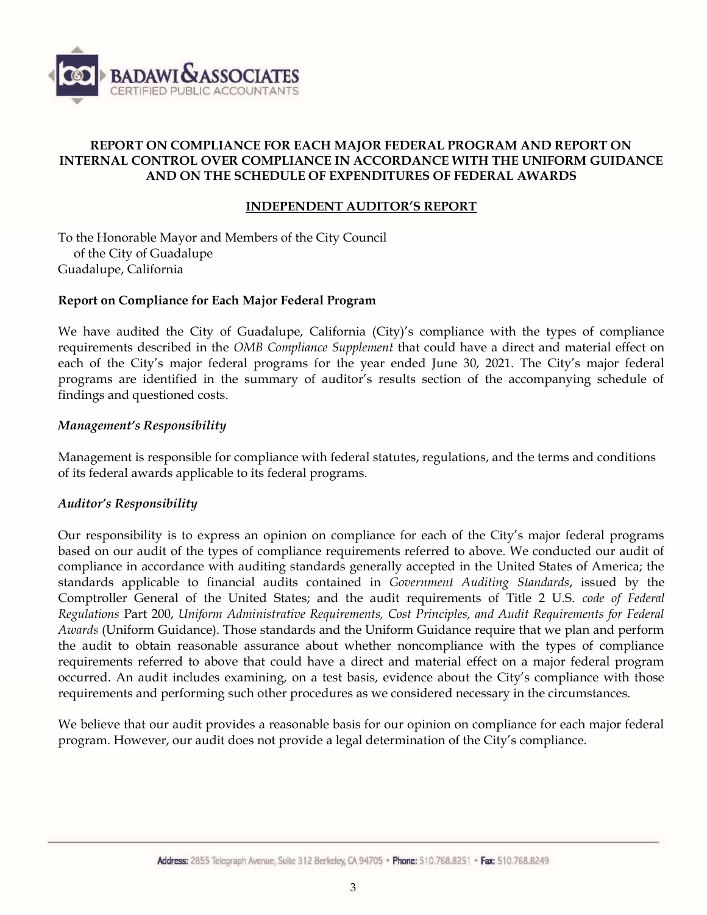# REPORT ON COMPLIANCE FOR EACH MAJOR FEDERAL PROGRAM AND REPORT ON INTERNAL CONTROL OVER COMPLIANCE IN ACCORDANCE WITH THE UNIFORM GUIDANCE AND ON THE SCHEDULE OF EXPENDITURES OF FEDERAL AWARDS

## INDEPENDENT AUDITOR'S REPORT

To the Honorable Mayor and Members of the City Council
of the City of Guadalupe
Guadalupe, California

**Report on Compliance for Each Major Federal Program**

We have audited the City of Guadalupe, California (City)'s compliance with the types of compliance requirements described in the *OMB Compliance Supplement* that could have a direct and material effect on each of the City's major federal programs for the year ended June 30, 2021. The City's major federal programs are identified in the summary of auditor's results section of the accompanying schedule of findings and questioned costs.

***Management's Responsibility***

Management is responsible for compliance with federal statutes, regulations, and the terms and conditions of its federal awards applicable to its federal programs.

***Auditor's Responsibility***

Our responsibility is to express an opinion on compliance for each of the City's major federal programs based on our audit of the types of compliance requirements referred to above. We conducted our audit of compliance in accordance with auditing standards generally accepted in the United States of America; the standards applicable to financial audits contained in *Government Auditing Standards*, issued by the Comptroller General of the United States; and the audit requirements of Title 2 U.S. *code of Federal Regulations* Part 200, *Uniform Administrative Requirements, Cost Principles, and Audit Requirements for Federal Awards* (Uniform Guidance). Those standards and the Uniform Guidance require that we plan and perform the audit to obtain reasonable assurance about whether noncompliance with the types of compliance requirements referred to above that could have a direct and material effect on a major federal program occurred. An audit includes examining, on a test basis, evidence about the City's compliance with those requirements and performing such other procedures as we considered necessary in the circumstances.

We believe that our audit provides a reasonable basis for our opinion on compliance for each major federal program. However, our audit does not provide a legal determination of the City's compliance.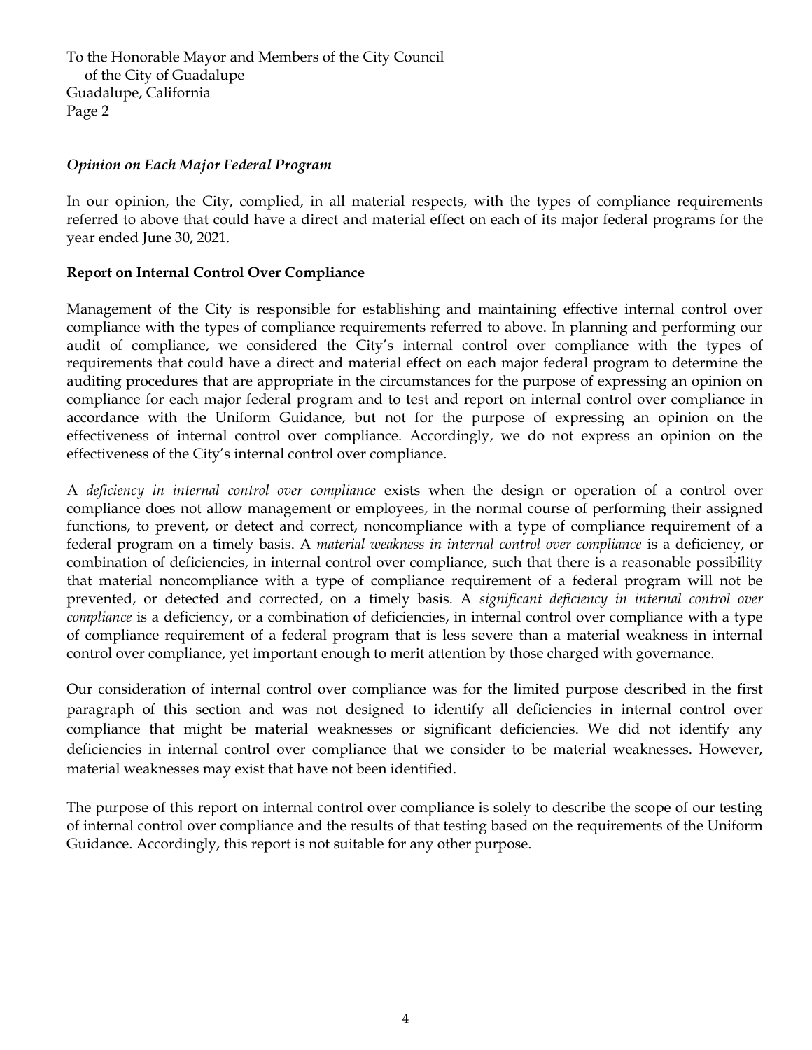To the Honorable Mayor and Members of the City Council
of the City of Guadalupe
Guadalupe, California
Page 2

***Opinion on Each Major Federal Program***

In our opinion, the City, complied, in all material respects, with the types of compliance requirements referred to above that could have a direct and material effect on each of its major federal programs for the year ended June 30, 2021.

**Report on Internal Control Over Compliance**

Management of the City is responsible for establishing and maintaining effective internal control over compliance with the types of compliance requirements referred to above. In planning and performing our audit of compliance, we considered the City's internal control over compliance with the types of requirements that could have a direct and material effect on each major federal program to determine the auditing procedures that are appropriate in the circumstances for the purpose of expressing an opinion on compliance for each major federal program and to test and report on internal control over compliance in accordance with the Uniform Guidance, but not for the purpose of expressing an opinion on the effectiveness of internal control over compliance. Accordingly, we do not express an opinion on the effectiveness of the City's internal control over compliance.

A *deficiency in internal control over compliance* exists when the design or operation of a control over compliance does not allow management or employees, in the normal course of performing their assigned functions, to prevent, or detect and correct, noncompliance with a type of compliance requirement of a federal program on a timely basis. A *material weakness in internal control over compliance* is a deficiency, or combination of deficiencies, in internal control over compliance, such that there is a reasonable possibility that material noncompliance with a type of compliance requirement of a federal program will not be prevented, or detected and corrected, on a timely basis. A *significant deficiency in internal control over compliance* is a deficiency, or a combination of deficiencies, in internal control over compliance with a type of compliance requirement of a federal program that is less severe than a material weakness in internal control over compliance, yet important enough to merit attention by those charged with governance.

Our consideration of internal control over compliance was for the limited purpose described in the first paragraph of this section and was not designed to identify all deficiencies in internal control over compliance that might be material weaknesses or significant deficiencies. We did not identify any deficiencies in internal control over compliance that we consider to be material weaknesses. However, material weaknesses may exist that have not been identified.

The purpose of this report on internal control over compliance is solely to describe the scope of our testing of internal control over compliance and the results of that testing based on the requirements of the Uniform Guidance. Accordingly, this report is not suitable for any other purpose.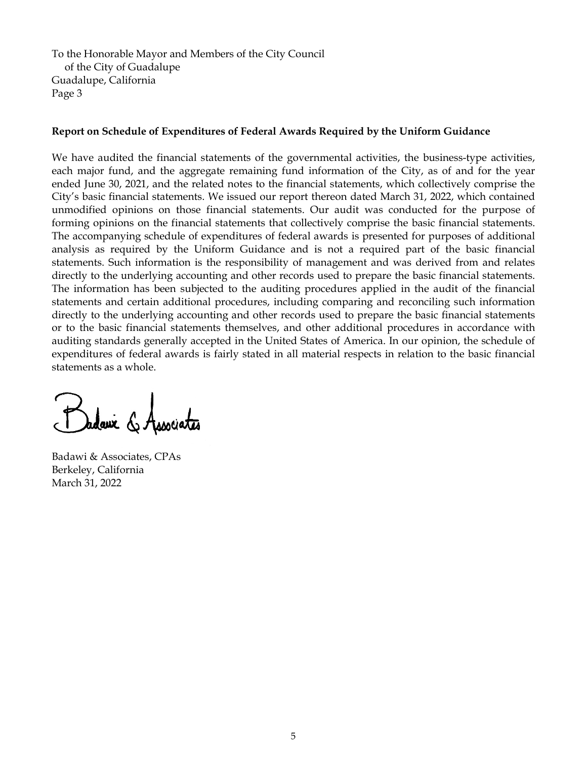To the Honorable Mayor and Members of the City Council
of the City of Guadalupe
Guadalupe, California
Page 3

**Report on Schedule of Expenditures of Federal Awards Required by the Uniform Guidance**

We have audited the financial statements of the governmental activities, the business-type activities, each major fund, and the aggregate remaining fund information of the City, as of and for the year ended June 30, 2021, and the related notes to the financial statements, which collectively comprise the City's basic financial statements. We issued our report thereon dated March 31, 2022, which contained unmodified opinions on those financial statements. Our audit was conducted for the purpose of forming opinions on the financial statements that collectively comprise the basic financial statements. The accompanying schedule of expenditures of federal awards is presented for purposes of additional analysis as required by the Uniform Guidance and is not a required part of the basic financial statements. Such information is the responsibility of management and was derived from and relates directly to the underlying accounting and other records used to prepare the basic financial statements. The information has been subjected to the auditing procedures applied in the audit of the financial statements and certain additional procedures, including comparing and reconciling such information directly to the underlying accounting and other records used to prepare the basic financial statements or to the basic financial statements themselves, and other additional procedures in accordance with auditing standards generally accepted in the United States of America. In our opinion, the schedule of expenditures of federal awards is fairly stated in all material respects in relation to the basic financial statements as a whole.

Badawi & Associates

Badawi & Associates, CPAs
Berkeley, California
March 31, 2022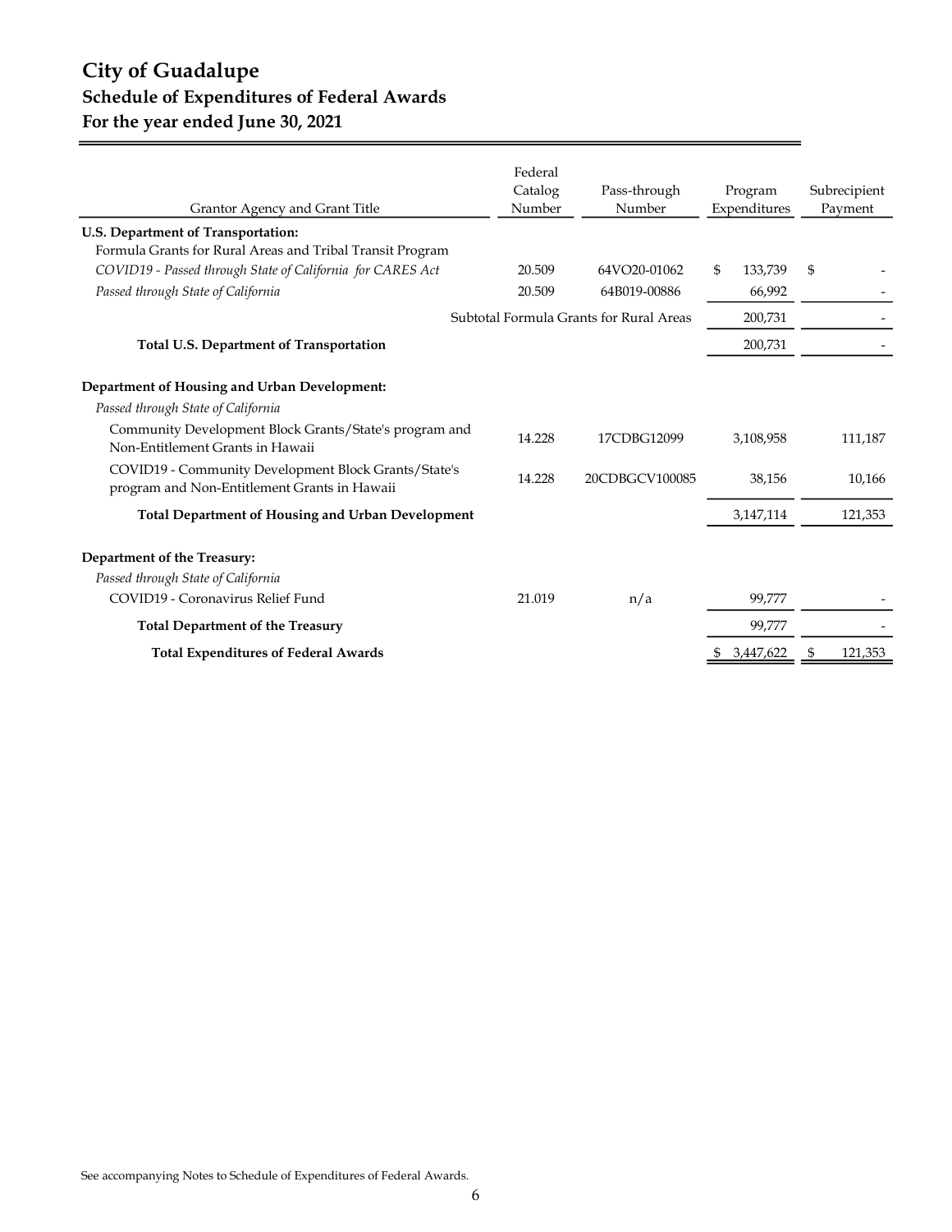# City of Guadalupe
## Schedule of Expenditures of Federal Awards
## For the year ended June 30, 2021

| Grantor Agency and Grant Title | Federal Catalog Number | Pass-through Number | Program Expenditures | Subrecipient Payment |
|---|---|---|---|---|
| **U.S. Department of Transportation:** | | | | |
| Formula Grants for Rural Areas and Tribal Transit Program | | | | |
| *COVID19 - Passed through State of California for CARES Act* | 20.509 | 64VO20-01062 | $ 133,739 | $ - |
| *Passed through State of California* | 20.509 | 64B019-00886 | 66,992 | - |
| | Subtotal Formula Grants for Rural Areas | | 200,731 | - |
| **Total U.S. Department of Transportation** | | | 200,731 | - |
| **Department of Housing and Urban Development:** | | | | |
| *Passed through State of California* | | | | |
| Community Development Block Grants/State's program and Non-Entitlement Grants in Hawaii | 14.228 | 17CDBG12099 | 3,108,958 | 111,187 |
| COVID19 - Community Development Block Grants/State's program and Non-Entitlement Grants in Hawaii | 14.228 | 20CDBGCV100085 | 38,156 | 10,166 |
| **Total Department of Housing and Urban Development** | | | 3,147,114 | 121,353 |
| **Department of the Treasury:** | | | | |
| *Passed through State of California* | | | | |
| COVID19 - Coronavirus Relief Fund | 21.019 | n/a | 99,777 | - |
| **Total Department of the Treasury** | | | 99,777 | - |
| **Total Expenditures of Federal Awards** | | | $ 3,447,622 | $ 121,353 |

See accompanying Notes to Schedule of Expenditures of Federal Awards.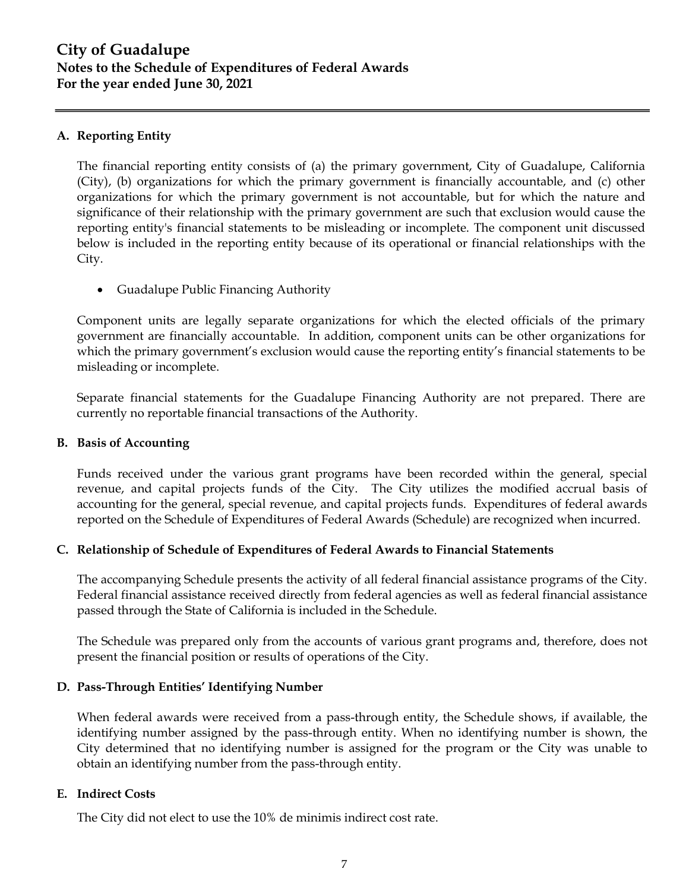# City of Guadalupe
## Notes to the Schedule of Expenditures of Federal Awards
## For the year ended June 30, 2021

### A. Reporting Entity

The financial reporting entity consists of (a) the primary government, City of Guadalupe, California (City), (b) organizations for which the primary government is financially accountable, and (c) other organizations for which the primary government is not accountable, but for which the nature and significance of their relationship with the primary government are such that exclusion would cause the reporting entity's financial statements to be misleading or incomplete. The component unit discussed below is included in the reporting entity because of its operational or financial relationships with the City.

- Guadalupe Public Financing Authority

Component units are legally separate organizations for which the elected officials of the primary government are financially accountable. In addition, component units can be other organizations for which the primary government's exclusion would cause the reporting entity's financial statements to be misleading or incomplete.

Separate financial statements for the Guadalupe Financing Authority are not prepared. There are currently no reportable financial transactions of the Authority.

### B. Basis of Accounting

Funds received under the various grant programs have been recorded within the general, special revenue, and capital projects funds of the City. The City utilizes the modified accrual basis of accounting for the general, special revenue, and capital projects funds. Expenditures of federal awards reported on the Schedule of Expenditures of Federal Awards (Schedule) are recognized when incurred.

### C. Relationship of Schedule of Expenditures of Federal Awards to Financial Statements

The accompanying Schedule presents the activity of all federal financial assistance programs of the City. Federal financial assistance received directly from federal agencies as well as federal financial assistance passed through the State of California is included in the Schedule.

The Schedule was prepared only from the accounts of various grant programs and, therefore, does not present the financial position or results of operations of the City.

### D. Pass-Through Entities' Identifying Number

When federal awards were received from a pass-through entity, the Schedule shows, if available, the identifying number assigned by the pass-through entity. When no identifying number is shown, the City determined that no identifying number is assigned for the program or the City was unable to obtain an identifying number from the pass-through entity.

### E. Indirect Costs

The City did not elect to use the 10% de minimis indirect cost rate.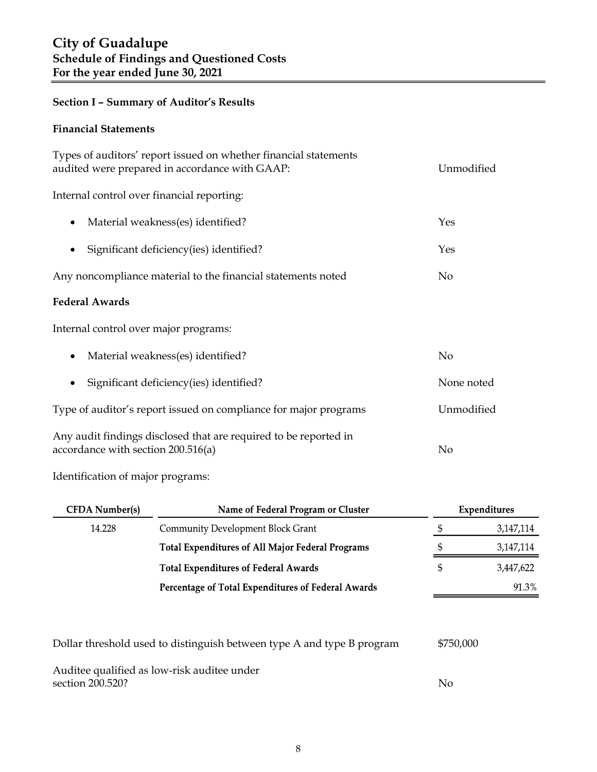# City of Guadalupe
## Schedule of Findings and Questioned Costs
## For the year ended June 30, 2021

### Section I – Summary of Auditor's Results

#### Financial Statements

| | |
|---|---|
| Types of auditors' report issued on whether financial statements audited were prepared in accordance with GAAP: | Unmodified |
| Internal control over financial reporting: | |
| • Material weakness(es) identified? | Yes |
| • Significant deficiency(ies) identified? | Yes |
| Any noncompliance material to the financial statements noted | No |

#### Federal Awards

| | |
|---|---|
| Internal control over major programs: | |
| • Material weakness(es) identified? | No |
| • Significant deficiency(ies) identified? | None noted |
| Type of auditor's report issued on compliance for major programs | Unmodified |
| Any audit findings disclosed that are required to be reported in accordance with section 200.516(a) | No |

Identification of major programs:

| CFDA Number(s) | Name of Federal Program or Cluster | Expenditures |
|---|---|---|
| 14.228 | Community Development Block Grant | $ 3,147,114 |
| | **Total Expenditures of All Major Federal Programs** | $ 3,147,114 |
| | **Total Expenditures of Federal Awards** | $ 3,447,622 |
| | **Percentage of Total Expenditures of Federal Awards** | 91.3% |

| | |
|---|---|
| Dollar threshold used to distinguish between type A and type B program | $750,000 |
| Auditee qualified as low-risk auditee under section 200.520? | No |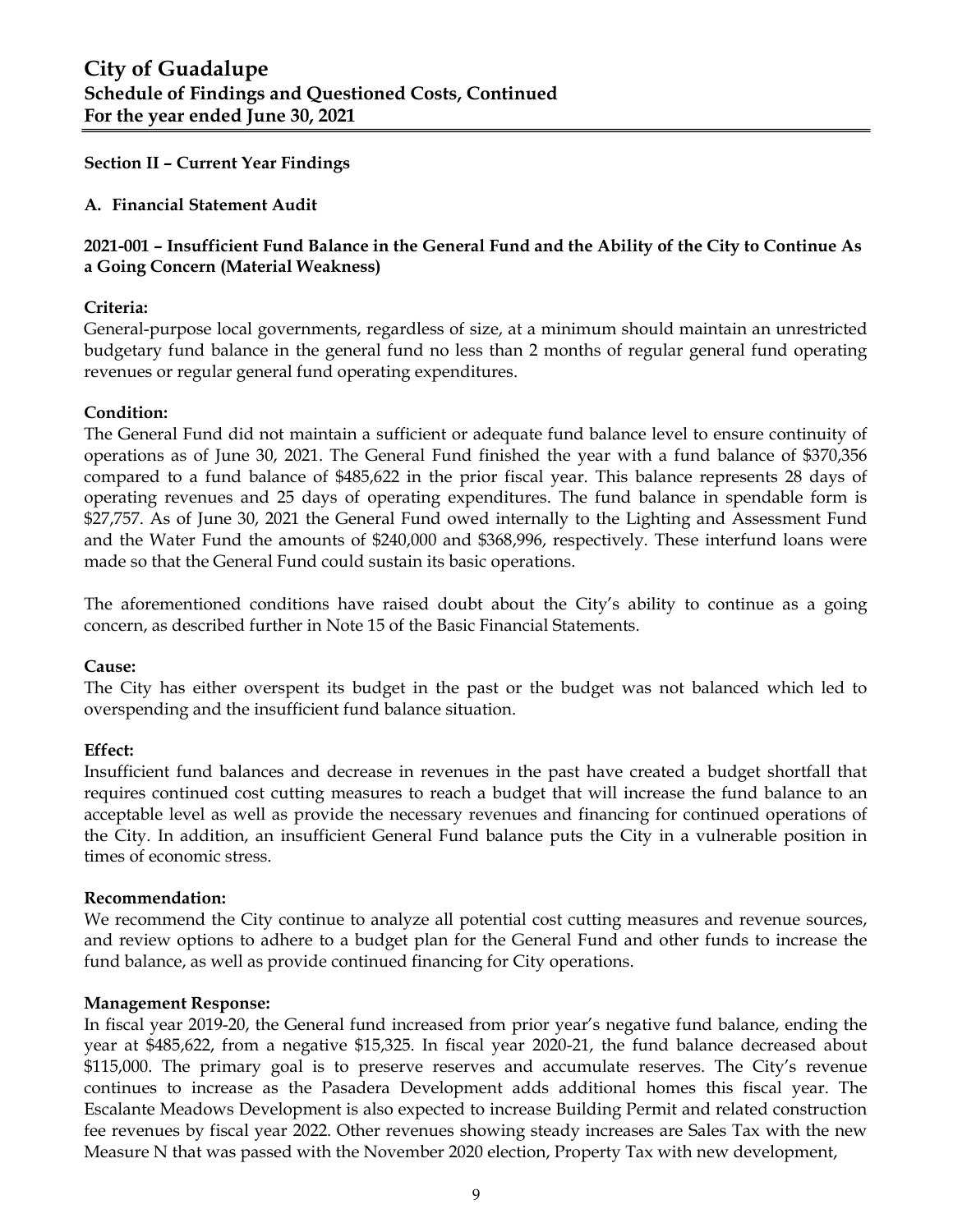# City of Guadalupe
## Schedule of Findings and Questioned Costs, Continued
## For the year ended June 30, 2021

### Section II – Current Year Findings

### A. Financial Statement Audit

**2021-001 – Insufficient Fund Balance in the General Fund and the Ability of the City to Continue As a Going Concern (Material Weakness)**

**Criteria:**
General-purpose local governments, regardless of size, at a minimum should maintain an unrestricted budgetary fund balance in the general fund no less than 2 months of regular general fund operating revenues or regular general fund operating expenditures.

**Condition:**
The General Fund did not maintain a sufficient or adequate fund balance level to ensure continuity of operations as of June 30, 2021. The General Fund finished the year with a fund balance of $370,356 compared to a fund balance of $485,622 in the prior fiscal year. This balance represents 28 days of operating revenues and 25 days of operating expenditures. The fund balance in spendable form is $27,757. As of June 30, 2021 the General Fund owed internally to the Lighting and Assessment Fund and the Water Fund the amounts of $240,000 and $368,996, respectively. These interfund loans were made so that the General Fund could sustain its basic operations.

The aforementioned conditions have raised doubt about the City's ability to continue as a going concern, as described further in Note 15 of the Basic Financial Statements.

**Cause:**
The City has either overspent its budget in the past or the budget was not balanced which led to overspending and the insufficient fund balance situation.

**Effect:**
Insufficient fund balances and decrease in revenues in the past have created a budget shortfall that requires continued cost cutting measures to reach a budget that will increase the fund balance to an acceptable level as well as provide the necessary revenues and financing for continued operations of the City. In addition, an insufficient General Fund balance puts the City in a vulnerable position in times of economic stress.

**Recommendation:**
We recommend the City continue to analyze all potential cost cutting measures and revenue sources, and review options to adhere to a budget plan for the General Fund and other funds to increase the fund balance, as well as provide continued financing for City operations.

**Management Response:**
In fiscal year 2019-20, the General fund increased from prior year's negative fund balance, ending the year at $485,622, from a negative $15,325. In fiscal year 2020-21, the fund balance decreased about $115,000. The primary goal is to preserve reserves and accumulate reserves. The City's revenue continues to increase as the Pasadera Development adds additional homes this fiscal year. The Escalante Meadows Development is also expected to increase Building Permit and related construction fee revenues by fiscal year 2022. Other revenues showing steady increases are Sales Tax with the new Measure N that was passed with the November 2020 election, Property Tax with new development,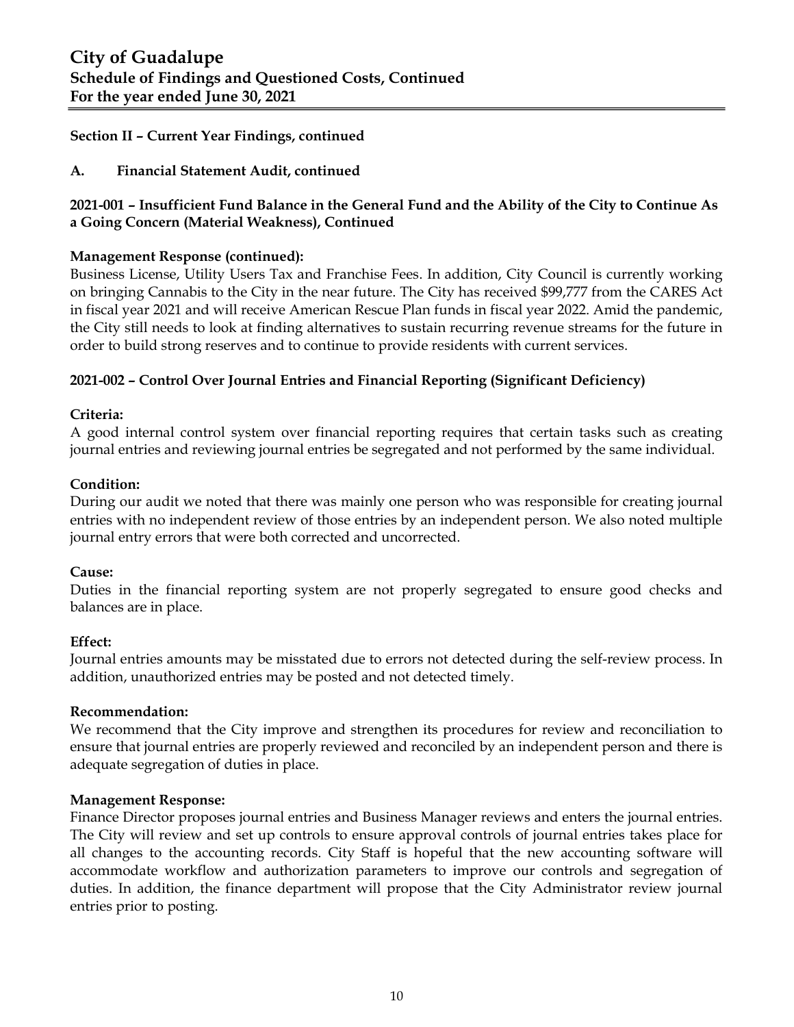# City of Guadalupe
## Schedule of Findings and Questioned Costs, Continued
## For the year ended June 30, 2021

**Section II – Current Year Findings, continued**

**A. Financial Statement Audit, continued**

**2021-001 – Insufficient Fund Balance in the General Fund and the Ability of the City to Continue As a Going Concern (Material Weakness), Continued**

**Management Response (continued):**
Business License, Utility Users Tax and Franchise Fees. In addition, City Council is currently working on bringing Cannabis to the City in the near future. The City has received $99,777 from the CARES Act in fiscal year 2021 and will receive American Rescue Plan funds in fiscal year 2022. Amid the pandemic, the City still needs to look at finding alternatives to sustain recurring revenue streams for the future in order to build strong reserves and to continue to provide residents with current services.

**2021-002 – Control Over Journal Entries and Financial Reporting (Significant Deficiency)**

**Criteria:**
A good internal control system over financial reporting requires that certain tasks such as creating journal entries and reviewing journal entries be segregated and not performed by the same individual.

**Condition:**
During our audit we noted that there was mainly one person who was responsible for creating journal entries with no independent review of those entries by an independent person. We also noted multiple journal entry errors that were both corrected and uncorrected.

**Cause:**
Duties in the financial reporting system are not properly segregated to ensure good checks and balances are in place.

**Effect:**
Journal entries amounts may be misstated due to errors not detected during the self-review process. In addition, unauthorized entries may be posted and not detected timely.

**Recommendation:**
We recommend that the City improve and strengthen its procedures for review and reconciliation to ensure that journal entries are properly reviewed and reconciled by an independent person and there is adequate segregation of duties in place.

**Management Response:**
Finance Director proposes journal entries and Business Manager reviews and enters the journal entries. The City will review and set up controls to ensure approval controls of journal entries takes place for all changes to the accounting records. City Staff is hopeful that the new accounting software will accommodate workflow and authorization parameters to improve our controls and segregation of duties. In addition, the finance department will propose that the City Administrator review journal entries prior to posting.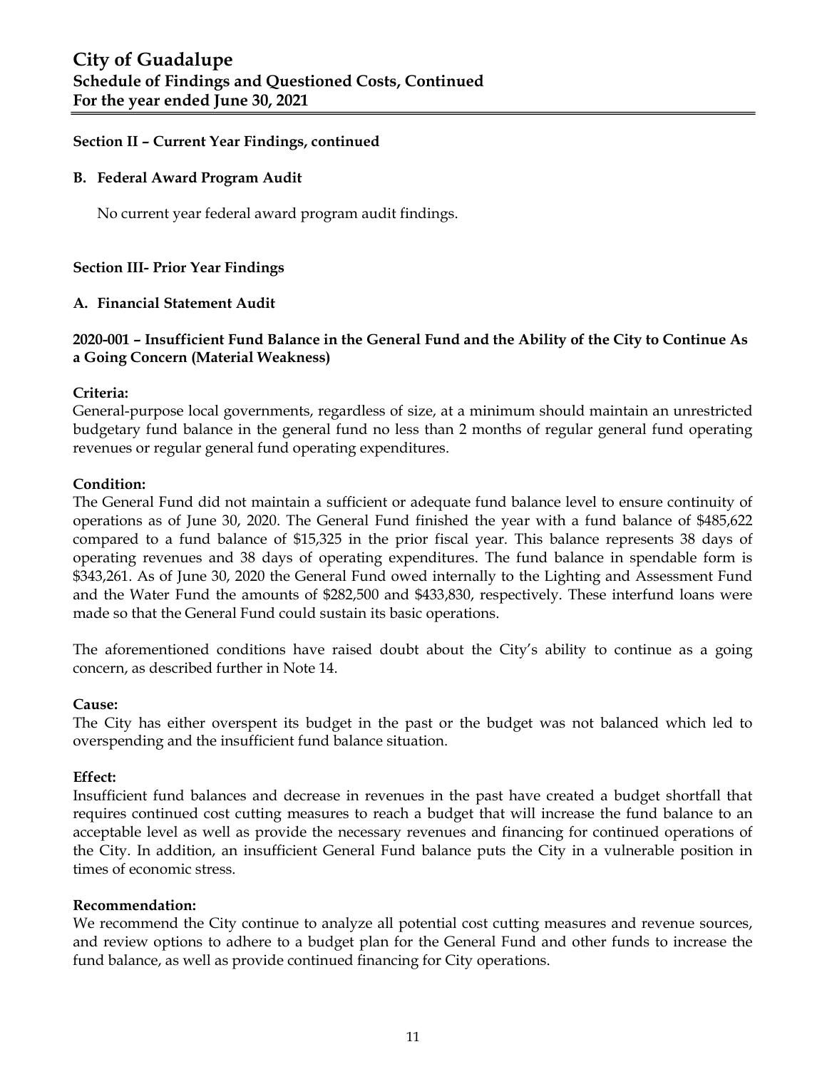# City of Guadalupe
## Schedule of Findings and Questioned Costs, Continued
## For the year ended June 30, 2021

**Section II – Current Year Findings, continued**

**B. Federal Award Program Audit**

No current year federal award program audit findings.

**Section III- Prior Year Findings**

**A. Financial Statement Audit**

**2020-001 – Insufficient Fund Balance in the General Fund and the Ability of the City to Continue As a Going Concern (Material Weakness)**

**Criteria:**
General-purpose local governments, regardless of size, at a minimum should maintain an unrestricted budgetary fund balance in the general fund no less than 2 months of regular general fund operating revenues or regular general fund operating expenditures.

**Condition:**
The General Fund did not maintain a sufficient or adequate fund balance level to ensure continuity of operations as of June 30, 2020. The General Fund finished the year with a fund balance of $485,622 compared to a fund balance of $15,325 in the prior fiscal year. This balance represents 38 days of operating revenues and 38 days of operating expenditures. The fund balance in spendable form is $343,261. As of June 30, 2020 the General Fund owed internally to the Lighting and Assessment Fund and the Water Fund the amounts of $282,500 and $433,830, respectively. These interfund loans were made so that the General Fund could sustain its basic operations.

The aforementioned conditions have raised doubt about the City's ability to continue as a going concern, as described further in Note 14.

**Cause:**
The City has either overspent its budget in the past or the budget was not balanced which led to overspending and the insufficient fund balance situation.

**Effect:**
Insufficient fund balances and decrease in revenues in the past have created a budget shortfall that requires continued cost cutting measures to reach a budget that will increase the fund balance to an acceptable level as well as provide the necessary revenues and financing for continued operations of the City. In addition, an insufficient General Fund balance puts the City in a vulnerable position in times of economic stress.

**Recommendation:**
We recommend the City continue to analyze all potential cost cutting measures and revenue sources, and review options to adhere to a budget plan for the General Fund and other funds to increase the fund balance, as well as provide continued financing for City operations.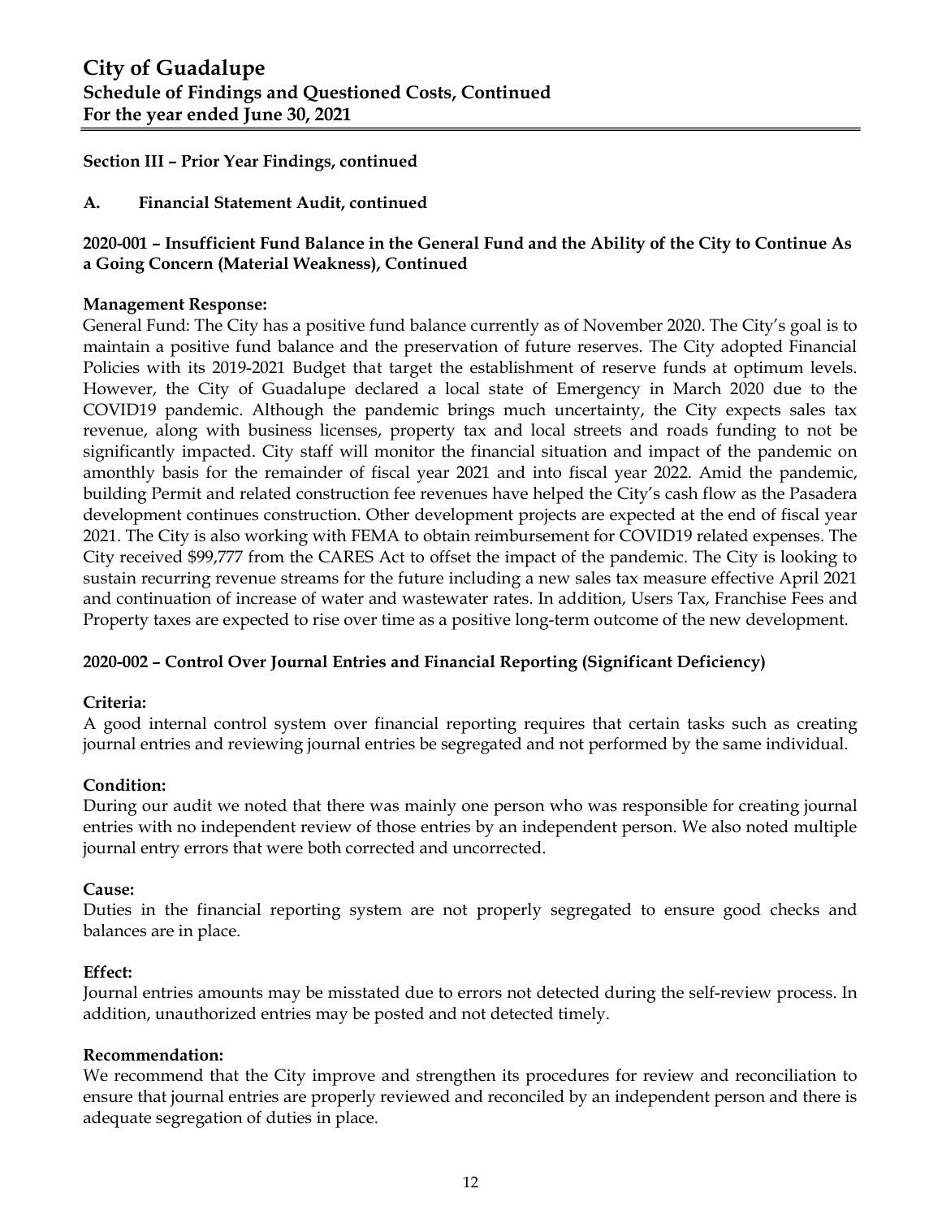# City of Guadalupe
## Schedule of Findings and Questioned Costs, Continued
## For the year ended June 30, 2021

**Section III – Prior Year Findings, continued**

**A. Financial Statement Audit, continued**

**2020-001 – Insufficient Fund Balance in the General Fund and the Ability of the City to Continue As a Going Concern (Material Weakness), Continued**

**Management Response:**

General Fund: The City has a positive fund balance currently as of November 2020. The City's goal is to maintain a positive fund balance and the preservation of future reserves. The City adopted Financial Policies with its 2019-2021 Budget that target the establishment of reserve funds at optimum levels. However, the City of Guadalupe declared a local state of Emergency in March 2020 due to the COVID19 pandemic. Although the pandemic brings much uncertainty, the City expects sales tax revenue, along with business licenses, property tax and local streets and roads funding to not be significantly impacted. City staff will monitor the financial situation and impact of the pandemic on amonthly basis for the remainder of fiscal year 2021 and into fiscal year 2022. Amid the pandemic, building Permit and related construction fee revenues have helped the City's cash flow as the Pasadera development continues construction. Other development projects are expected at the end of fiscal year 2021. The City is also working with FEMA to obtain reimbursement for COVID19 related expenses. The City received $99,777 from the CARES Act to offset the impact of the pandemic. The City is looking to sustain recurring revenue streams for the future including a new sales tax measure effective April 2021 and continuation of increase of water and wastewater rates. In addition, Users Tax, Franchise Fees and Property taxes are expected to rise over time as a positive long-term outcome of the new development.

**2020-002 – Control Over Journal Entries and Financial Reporting (Significant Deficiency)**

**Criteria:**

A good internal control system over financial reporting requires that certain tasks such as creating journal entries and reviewing journal entries be segregated and not performed by the same individual.

**Condition:**

During our audit we noted that there was mainly one person who was responsible for creating journal entries with no independent review of those entries by an independent person. We also noted multiple journal entry errors that were both corrected and uncorrected.

**Cause:**

Duties in the financial reporting system are not properly segregated to ensure good checks and balances are in place.

**Effect:**

Journal entries amounts may be misstated due to errors not detected during the self-review process. In addition, unauthorized entries may be posted and not detected timely.

**Recommendation:**

We recommend that the City improve and strengthen its procedures for review and reconciliation to ensure that journal entries are properly reviewed and reconciled by an independent person and there is adequate segregation of duties in place.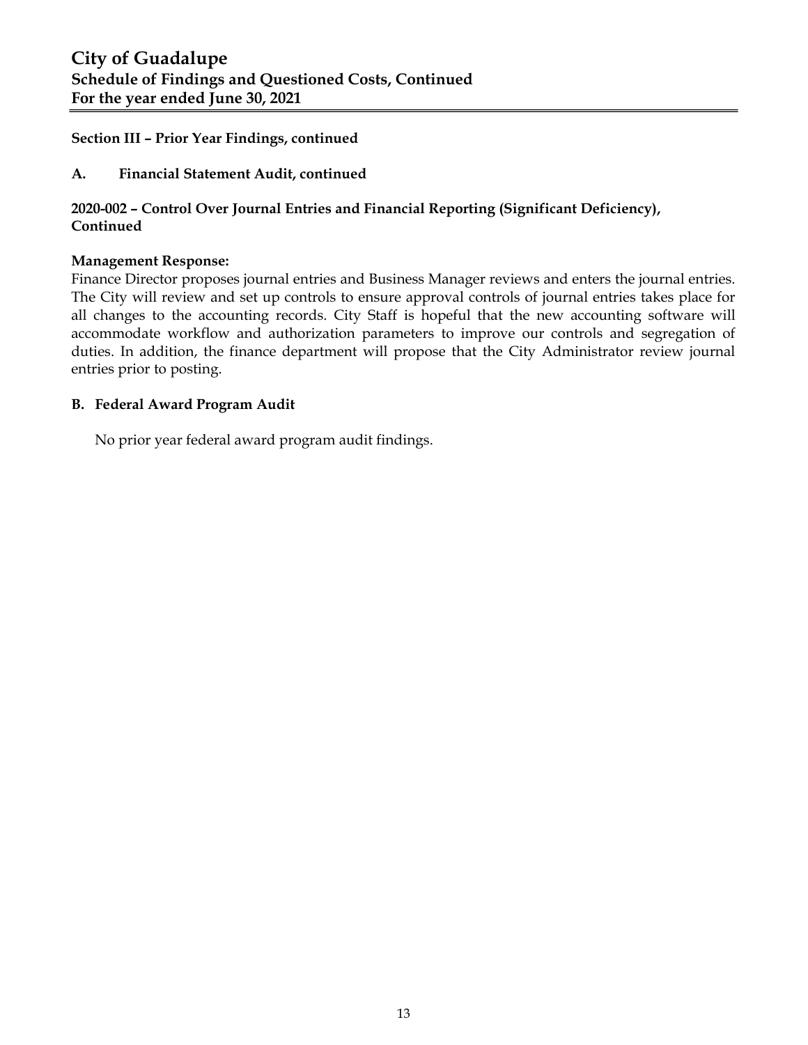# City of Guadalupe
## Schedule of Findings and Questioned Costs, Continued
## For the year ended June 30, 2021

**Section III – Prior Year Findings, continued**

**A. Financial Statement Audit, continued**

**2020-002 – Control Over Journal Entries and Financial Reporting (Significant Deficiency), Continued**

**Management Response:**

Finance Director proposes journal entries and Business Manager reviews and enters the journal entries. The City will review and set up controls to ensure approval controls of journal entries takes place for all changes to the accounting records. City Staff is hopeful that the new accounting software will accommodate workflow and authorization parameters to improve our controls and segregation of duties. In addition, the finance department will propose that the City Administrator review journal entries prior to posting.

**B. Federal Award Program Audit**

No prior year federal award program audit findings.